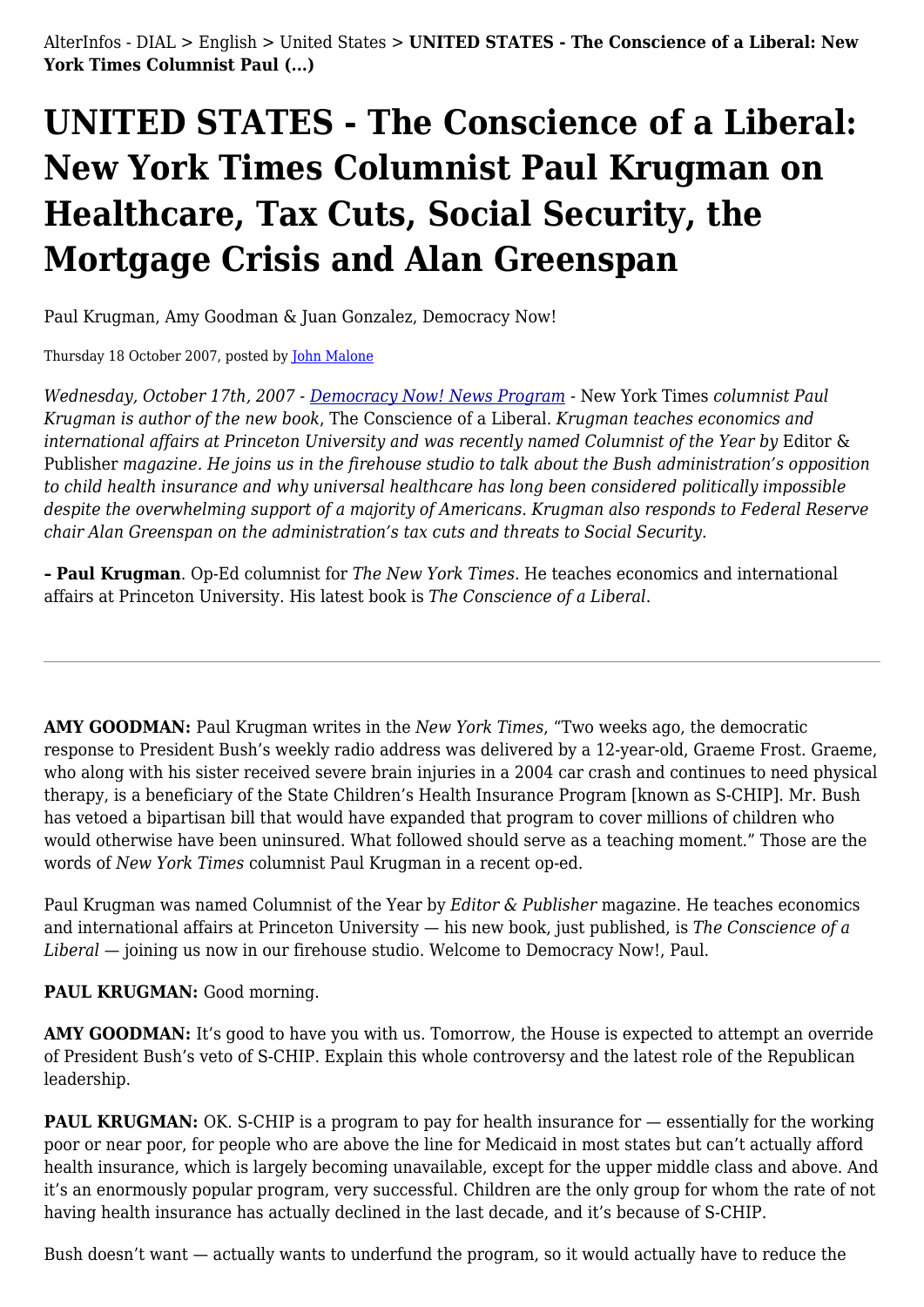AlterInfos - DIAL > English > United States > **UNITED STATES - The Conscience of a Liberal: New York Times Columnist Paul (...)**

# UNITED STATES - The Conscience of a Liberal: New York Times Columnist Paul Krugman on Healthcare, Tax Cuts, Social Security, the Mortgage Crisis and Alan Greenspan

Paul Krugman, Amy Goodman & Juan Gonzalez, Democracy Now!

Thursday 18 October 2007, posted by John Malone

*Wednesday, October 17th, 2007 - Democracy Now! News Program -* New York Times *columnist Paul Krugman is author of the new book*, The Conscience of a Liberal. *Krugman teaches economics and international affairs at Princeton University and was recently named Columnist of the Year by* Editor & Publisher *magazine. He joins us in the firehouse studio to talk about the Bush administration's opposition to child health insurance and why universal healthcare has long been considered politically impossible despite the overwhelming support of a majority of Americans. Krugman also responds to Federal Reserve chair Alan Greenspan on the administration's tax cuts and threats to Social Security.*

**– Paul Krugman**. Op-Ed columnist for *The New York Times*. He teaches economics and international affairs at Princeton University. His latest book is *The Conscience of a Liberal*.

---

**AMY GOODMAN:** Paul Krugman writes in the *New York Times*, "Two weeks ago, the democratic response to President Bush's weekly radio address was delivered by a 12-year-old, Graeme Frost. Graeme, who along with his sister received severe brain injuries in a 2004 car crash and continues to need physical therapy, is a beneficiary of the State Children's Health Insurance Program [known as S-CHIP]. Mr. Bush has vetoed a bipartisan bill that would have expanded that program to cover millions of children who would otherwise have been uninsured. What followed should serve as a teaching moment." Those are the words of *New York Times* columnist Paul Krugman in a recent op-ed.

Paul Krugman was named Columnist of the Year by *Editor & Publisher* magazine. He teaches economics and international affairs at Princeton University — his new book, just published, is *The Conscience of a Liberal* — joining us now in our firehouse studio. Welcome to Democracy Now!, Paul.

**PAUL KRUGMAN:** Good morning.

**AMY GOODMAN:** It's good to have you with us. Tomorrow, the House is expected to attempt an override of President Bush's veto of S-CHIP. Explain this whole controversy and the latest role of the Republican leadership.

**PAUL KRUGMAN:** OK. S-CHIP is a program to pay for health insurance for — essentially for the working poor or near poor, for people who are above the line for Medicaid in most states but can't actually afford health insurance, which is largely becoming unavailable, except for the upper middle class and above. And it's an enormously popular program, very successful. Children are the only group for whom the rate of not having health insurance has actually declined in the last decade, and it's because of S-CHIP.

Bush doesn't want — actually wants to underfund the program, so it would actually have to reduce the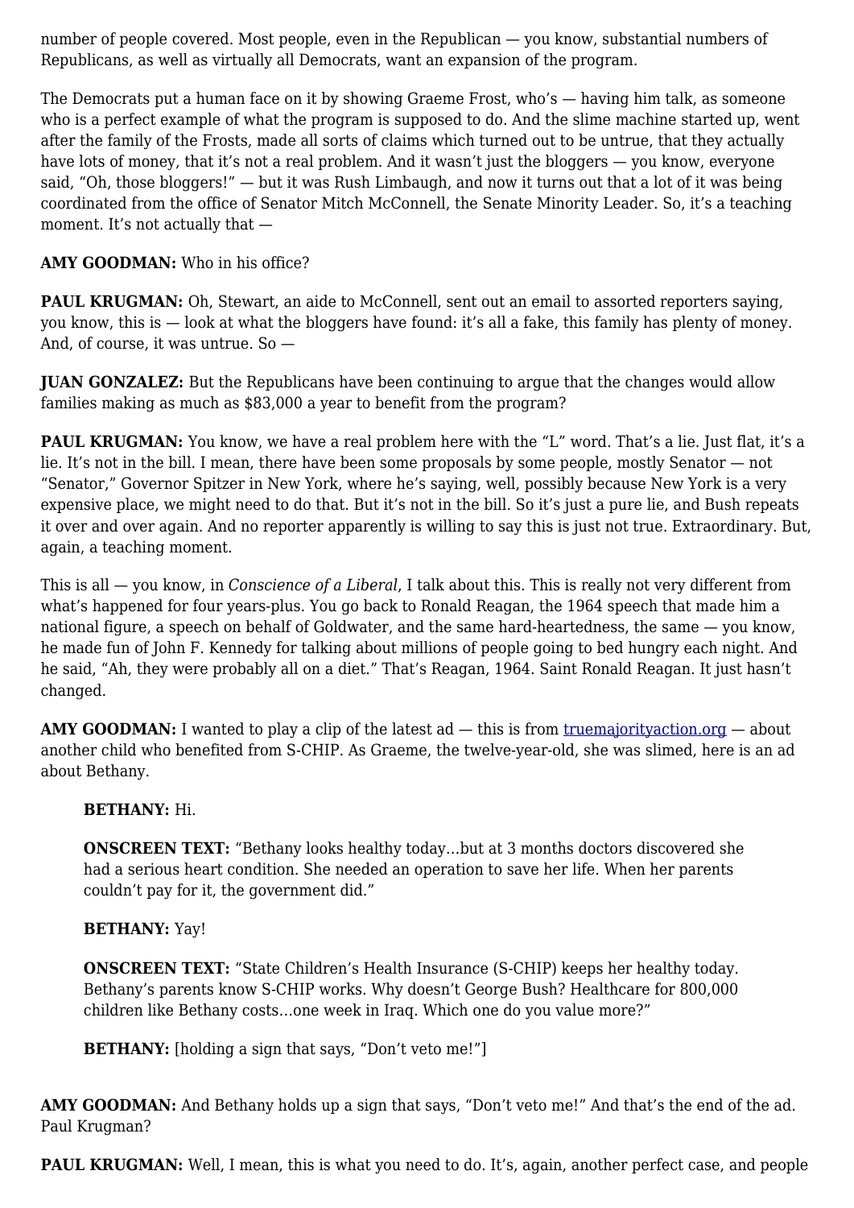number of people covered. Most people, even in the Republican — you know, substantial numbers of Republicans, as well as virtually all Democrats, want an expansion of the program.

The Democrats put a human face on it by showing Graeme Frost, who's — having him talk, as someone who is a perfect example of what the program is supposed to do. And the slime machine started up, went after the family of the Frosts, made all sorts of claims which turned out to be untrue, that they actually have lots of money, that it's not a real problem. And it wasn't just the bloggers — you know, everyone said, "Oh, those bloggers!" — but it was Rush Limbaugh, and now it turns out that a lot of it was being coordinated from the office of Senator Mitch McConnell, the Senate Minority Leader. So, it's a teaching moment. It's not actually that —

**AMY GOODMAN:** Who in his office?

**PAUL KRUGMAN:** Oh, Stewart, an aide to McConnell, sent out an email to assorted reporters saying, you know, this is — look at what the bloggers have found: it's all a fake, this family has plenty of money. And, of course, it was untrue. So —

**JUAN GONZALEZ:** But the Republicans have been continuing to argue that the changes would allow families making as much as $83,000 a year to benefit from the program?

**PAUL KRUGMAN:** You know, we have a real problem here with the "L" word. That's a lie. Just flat, it's a lie. It's not in the bill. I mean, there have been some proposals by some people, mostly Senator — not "Senator," Governor Spitzer in New York, where he's saying, well, possibly because New York is a very expensive place, we might need to do that. But it's not in the bill. So it's just a pure lie, and Bush repeats it over and over again. And no reporter apparently is willing to say this is just not true. Extraordinary. But, again, a teaching moment.

This is all — you know, in *Conscience of a Liberal*, I talk about this. This is really not very different from what's happened for four years-plus. You go back to Ronald Reagan, the 1964 speech that made him a national figure, a speech on behalf of Goldwater, and the same hard-heartedness, the same — you know, he made fun of John F. Kennedy for talking about millions of people going to bed hungry each night. And he said, "Ah, they were probably all on a diet." That's Reagan, 1964. Saint Ronald Reagan. It just hasn't changed.

**AMY GOODMAN:** I wanted to play a clip of the latest ad — this is from truemajorityaction.org — about another child who benefited from S-CHIP. As Graeme, the twelve-year-old, she was slimed, here is an ad about Bethany.

> **BETHANY:** Hi.
>
> **ONSCREEN TEXT:** "Bethany looks healthy today…but at 3 months doctors discovered she had a serious heart condition. She needed an operation to save her life. When her parents couldn't pay for it, the government did."
>
> **BETHANY:** Yay!
>
> **ONSCREEN TEXT:** "State Children's Health Insurance (S-CHIP) keeps her healthy today. Bethany's parents know S-CHIP works. Why doesn't George Bush? Healthcare for 800,000 children like Bethany costs…one week in Iraq. Which one do you value more?"
>
> **BETHANY:** [holding a sign that says, "Don't veto me!"]

**AMY GOODMAN:** And Bethany holds up a sign that says, "Don't veto me!" And that's the end of the ad. Paul Krugman?

**PAUL KRUGMAN:** Well, I mean, this is what you need to do. It's, again, another perfect case, and people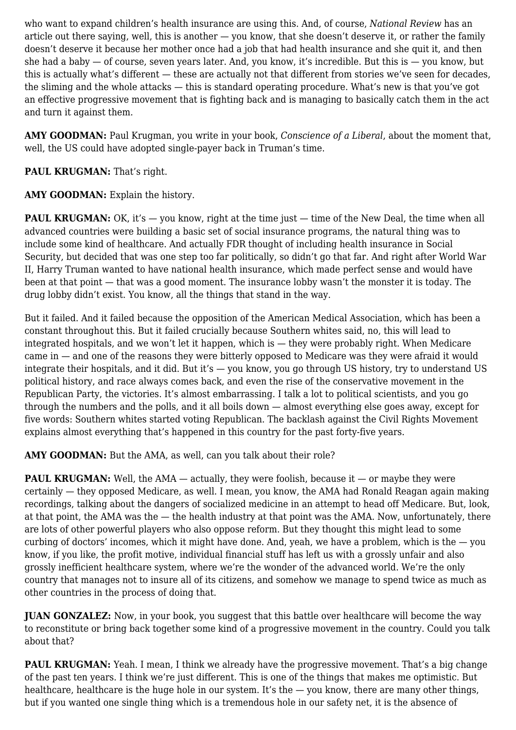who want to expand children's health insurance are using this. And, of course, *National Review* has an article out there saying, well, this is another — you know, that she doesn't deserve it, or rather the family doesn't deserve it because her mother once had a job that had health insurance and she quit it, and then she had a baby — of course, seven years later. And, you know, it's incredible. But this is — you know, but this is actually what's different — these are actually not that different from stories we've seen for decades, the sliming and the whole attacks — this is standard operating procedure. What's new is that you've got an effective progressive movement that is fighting back and is managing to basically catch them in the act and turn it against them.

**AMY GOODMAN:** Paul Krugman, you write in your book, *Conscience of a Liberal*, about the moment that, well, the US could have adopted single-payer back in Truman's time.

**PAUL KRUGMAN:** That's right.

**AMY GOODMAN:** Explain the history.

**PAUL KRUGMAN:** OK, it's — you know, right at the time just — time of the New Deal, the time when all advanced countries were building a basic set of social insurance programs, the natural thing was to include some kind of healthcare. And actually FDR thought of including health insurance in Social Security, but decided that was one step too far politically, so didn't go that far. And right after World War II, Harry Truman wanted to have national health insurance, which made perfect sense and would have been at that point — that was a good moment. The insurance lobby wasn't the monster it is today. The drug lobby didn't exist. You know, all the things that stand in the way.

But it failed. And it failed because the opposition of the American Medical Association, which has been a constant throughout this. But it failed crucially because Southern whites said, no, this will lead to integrated hospitals, and we won't let it happen, which is — they were probably right. When Medicare came in — and one of the reasons they were bitterly opposed to Medicare was they were afraid it would integrate their hospitals, and it did. But it's — you know, you go through US history, try to understand US political history, and race always comes back, and even the rise of the conservative movement in the Republican Party, the victories. It's almost embarrassing. I talk a lot to political scientists, and you go through the numbers and the polls, and it all boils down — almost everything else goes away, except for five words: Southern whites started voting Republican. The backlash against the Civil Rights Movement explains almost everything that's happened in this country for the past forty-five years.

**AMY GOODMAN:** But the AMA, as well, can you talk about their role?

**PAUL KRUGMAN:** Well, the AMA — actually, they were foolish, because it — or maybe they were certainly — they opposed Medicare, as well. I mean, you know, the AMA had Ronald Reagan again making recordings, talking about the dangers of socialized medicine in an attempt to head off Medicare. But, look, at that point, the AMA was the — the health industry at that point was the AMA. Now, unfortunately, there are lots of other powerful players who also oppose reform. But they thought this might lead to some curbing of doctors' incomes, which it might have done. And, yeah, we have a problem, which is the — you know, if you like, the profit motive, individual financial stuff has left us with a grossly unfair and also grossly inefficient healthcare system, where we're the wonder of the advanced world. We're the only country that manages not to insure all of its citizens, and somehow we manage to spend twice as much as other countries in the process of doing that.

**JUAN GONZALEZ:** Now, in your book, you suggest that this battle over healthcare will become the way to reconstitute or bring back together some kind of a progressive movement in the country. Could you talk about that?

**PAUL KRUGMAN:** Yeah. I mean, I think we already have the progressive movement. That's a big change of the past ten years. I think we're just different. This is one of the things that makes me optimistic. But healthcare, healthcare is the huge hole in our system. It's the — you know, there are many other things, but if you wanted one single thing which is a tremendous hole in our safety net, it is the absence of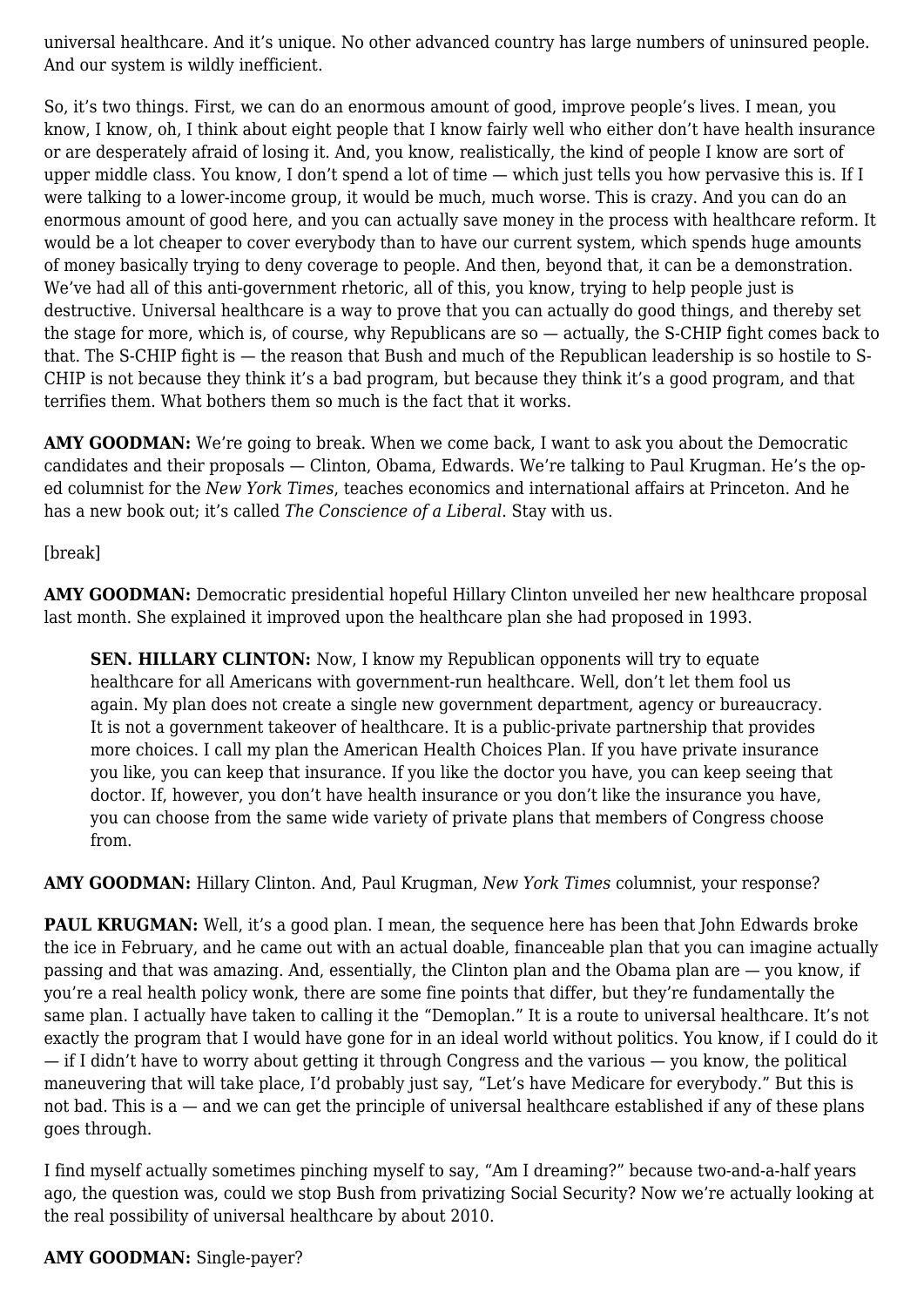universal healthcare. And it's unique. No other advanced country has large numbers of uninsured people. And our system is wildly inefficient.

So, it's two things. First, we can do an enormous amount of good, improve people's lives. I mean, you know, I know, oh, I think about eight people that I know fairly well who either don't have health insurance or are desperately afraid of losing it. And, you know, realistically, the kind of people I know are sort of upper middle class. You know, I don't spend a lot of time — which just tells you how pervasive this is. If I were talking to a lower-income group, it would be much, much worse. This is crazy. And you can do an enormous amount of good here, and you can actually save money in the process with healthcare reform. It would be a lot cheaper to cover everybody than to have our current system, which spends huge amounts of money basically trying to deny coverage to people. And then, beyond that, it can be a demonstration. We've had all of this anti-government rhetoric, all of this, you know, trying to help people just is destructive. Universal healthcare is a way to prove that you can actually do good things, and thereby set the stage for more, which is, of course, why Republicans are so — actually, the S-CHIP fight comes back to that. The S-CHIP fight is — the reason that Bush and much of the Republican leadership is so hostile to S-CHIP is not because they think it's a bad program, but because they think it's a good program, and that terrifies them. What bothers them so much is the fact that it works.

**AMY GOODMAN:** We're going to break. When we come back, I want to ask you about the Democratic candidates and their proposals — Clinton, Obama, Edwards. We're talking to Paul Krugman. He's the op-ed columnist for the *New York Times*, teaches economics and international affairs at Princeton. And he has a new book out; it's called *The Conscience of a Liberal*. Stay with us.

[break]

**AMY GOODMAN:** Democratic presidential hopeful Hillary Clinton unveiled her new healthcare proposal last month. She explained it improved upon the healthcare plan she had proposed in 1993.

> **SEN. HILLARY CLINTON:** Now, I know my Republican opponents will try to equate healthcare for all Americans with government-run healthcare. Well, don't let them fool us again. My plan does not create a single new government department, agency or bureaucracy. It is not a government takeover of healthcare. It is a public-private partnership that provides more choices. I call my plan the American Health Choices Plan. If you have private insurance you like, you can keep that insurance. If you like the doctor you have, you can keep seeing that doctor. If, however, you don't have health insurance or you don't like the insurance you have, you can choose from the same wide variety of private plans that members of Congress choose from.

**AMY GOODMAN:** Hillary Clinton. And, Paul Krugman, *New York Times* columnist, your response?

**PAUL KRUGMAN:** Well, it's a good plan. I mean, the sequence here has been that John Edwards broke the ice in February, and he came out with an actual doable, financeable plan that you can imagine actually passing and that was amazing. And, essentially, the Clinton plan and the Obama plan are — you know, if you're a real health policy wonk, there are some fine points that differ, but they're fundamentally the same plan. I actually have taken to calling it the "Demoplan." It is a route to universal healthcare. It's not exactly the program that I would have gone for in an ideal world without politics. You know, if I could do it — if I didn't have to worry about getting it through Congress and the various — you know, the political maneuvering that will take place, I'd probably just say, "Let's have Medicare for everybody." But this is not bad. This is a — and we can get the principle of universal healthcare established if any of these plans goes through.

I find myself actually sometimes pinching myself to say, "Am I dreaming?" because two-and-a-half years ago, the question was, could we stop Bush from privatizing Social Security? Now we're actually looking at the real possibility of universal healthcare by about 2010.

**AMY GOODMAN:** Single-payer?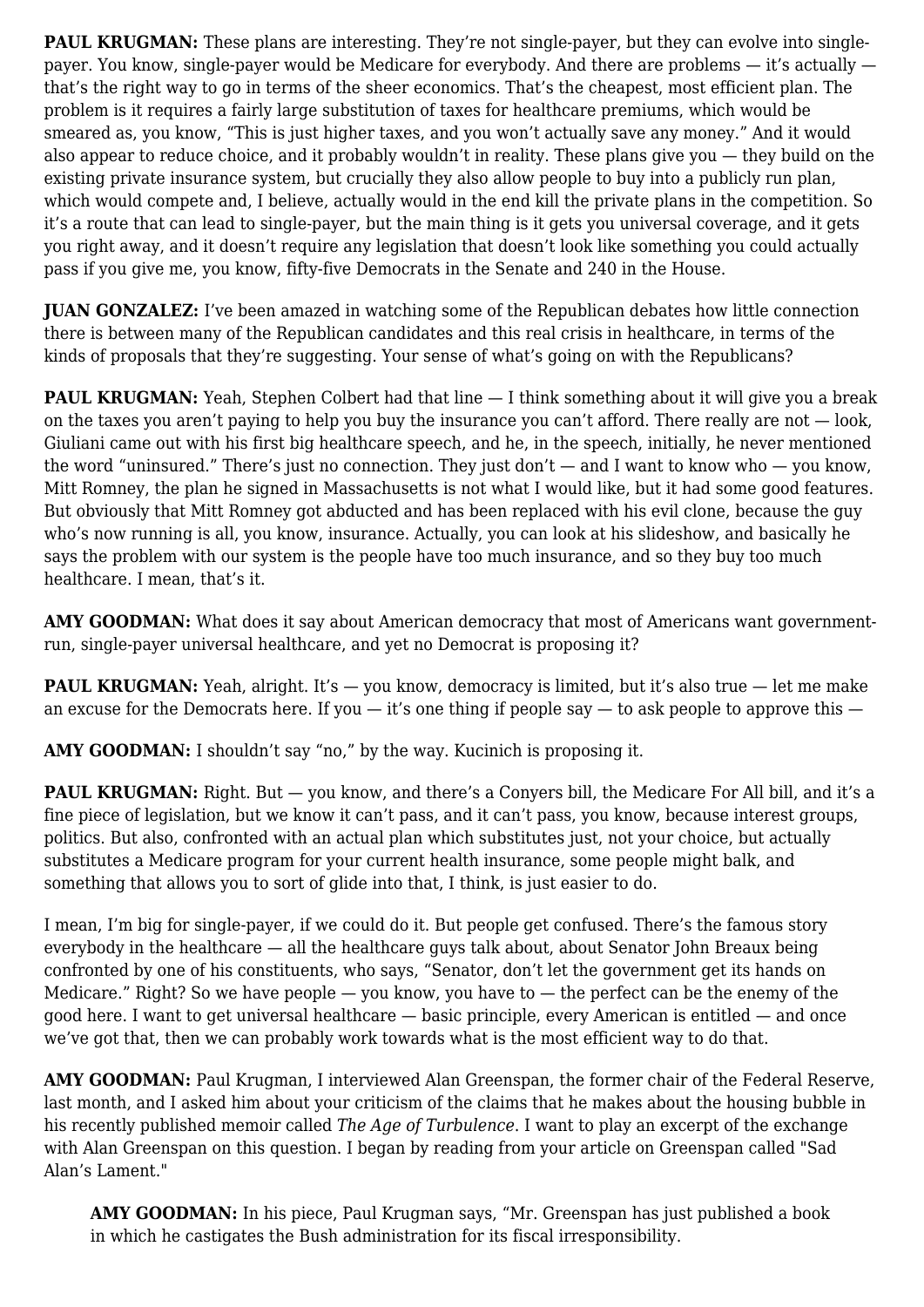**PAUL KRUGMAN:** These plans are interesting. They're not single-payer, but they can evolve into single-payer. You know, single-payer would be Medicare for everybody. And there are problems — it's actually — that's the right way to go in terms of the sheer economics. That's the cheapest, most efficient plan. The problem is it requires a fairly large substitution of taxes for healthcare premiums, which would be smeared as, you know, "This is just higher taxes, and you won't actually save any money." And it would also appear to reduce choice, and it probably wouldn't in reality. These plans give you — they build on the existing private insurance system, but crucially they also allow people to buy into a publicly run plan, which would compete and, I believe, actually would in the end kill the private plans in the competition. So it's a route that can lead to single-payer, but the main thing is it gets you universal coverage, and it gets you right away, and it doesn't require any legislation that doesn't look like something you could actually pass if you give me, you know, fifty-five Democrats in the Senate and 240 in the House.

**JUAN GONZALEZ:** I've been amazed in watching some of the Republican debates how little connection there is between many of the Republican candidates and this real crisis in healthcare, in terms of the kinds of proposals that they're suggesting. Your sense of what's going on with the Republicans?

**PAUL KRUGMAN:** Yeah, Stephen Colbert had that line — I think something about it will give you a break on the taxes you aren't paying to help you buy the insurance you can't afford. There really are not — look, Giuliani came out with his first big healthcare speech, and he, in the speech, initially, he never mentioned the word "uninsured." There's just no connection. They just don't — and I want to know who — you know, Mitt Romney, the plan he signed in Massachusetts is not what I would like, but it had some good features. But obviously that Mitt Romney got abducted and has been replaced with his evil clone, because the guy who's now running is all, you know, insurance. Actually, you can look at his slideshow, and basically he says the problem with our system is the people have too much insurance, and so they buy too much healthcare. I mean, that's it.

**AMY GOODMAN:** What does it say about American democracy that most of Americans want government-run, single-payer universal healthcare, and yet no Democrat is proposing it?

**PAUL KRUGMAN:** Yeah, alright. It's — you know, democracy is limited, but it's also true — let me make an excuse for the Democrats here. If you — it's one thing if people say — to ask people to approve this —

**AMY GOODMAN:** I shouldn't say "no," by the way. Kucinich is proposing it.

**PAUL KRUGMAN:** Right. But — you know, and there's a Conyers bill, the Medicare For All bill, and it's a fine piece of legislation, but we know it can't pass, and it can't pass, you know, because interest groups, politics. But also, confronted with an actual plan which substitutes just, not your choice, but actually substitutes a Medicare program for your current health insurance, some people might balk, and something that allows you to sort of glide into that, I think, is just easier to do.

I mean, I'm big for single-payer, if we could do it. But people get confused. There's the famous story everybody in the healthcare — all the healthcare guys talk about, about Senator John Breaux being confronted by one of his constituents, who says, "Senator, don't let the government get its hands on Medicare." Right? So we have people — you know, you have to — the perfect can be the enemy of the good here. I want to get universal healthcare — basic principle, every American is entitled — and once we've got that, then we can probably work towards what is the most efficient way to do that.

**AMY GOODMAN:** Paul Krugman, I interviewed Alan Greenspan, the former chair of the Federal Reserve, last month, and I asked him about your criticism of the claims that he makes about the housing bubble in his recently published memoir called *The Age of Turbulence*. I want to play an excerpt of the exchange with Alan Greenspan on this question. I began by reading from your article on Greenspan called "Sad Alan's Lament."

> **AMY GOODMAN:** In his piece, Paul Krugman says, "Mr. Greenspan has just published a book in which he castigates the Bush administration for its fiscal irresponsibility.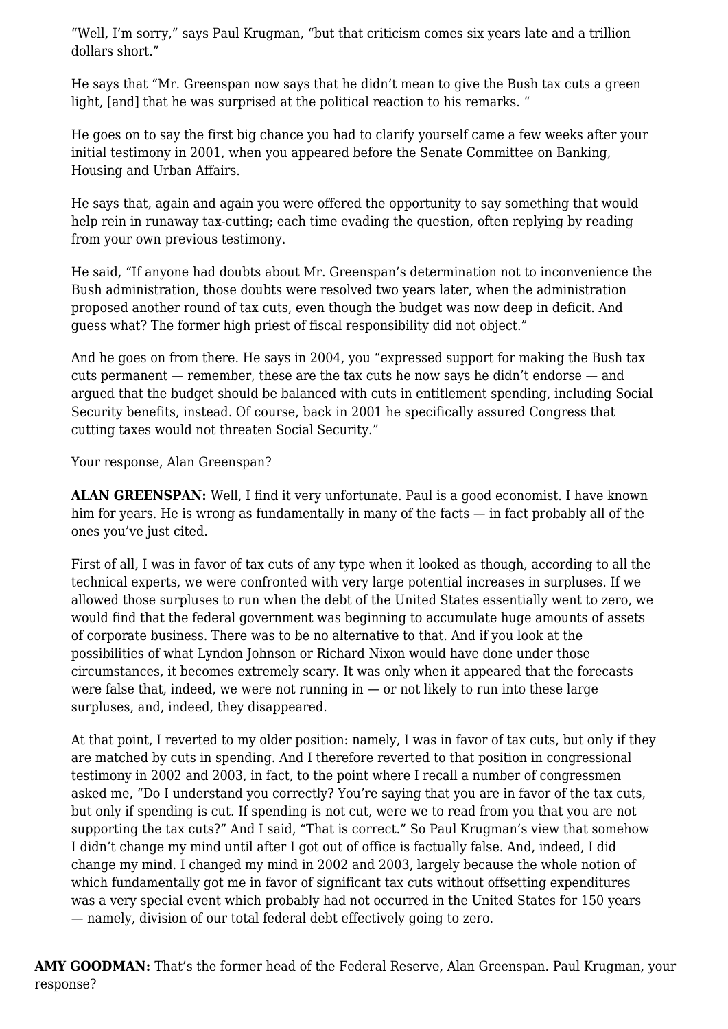"Well, I'm sorry," says Paul Krugman, "but that criticism comes six years late and a trillion dollars short."

He says that "Mr. Greenspan now says that he didn't mean to give the Bush tax cuts a green light, [and] that he was surprised at the political reaction to his remarks. "

He goes on to say the first big chance you had to clarify yourself came a few weeks after your initial testimony in 2001, when you appeared before the Senate Committee on Banking, Housing and Urban Affairs.

He says that, again and again you were offered the opportunity to say something that would help rein in runaway tax-cutting; each time evading the question, often replying by reading from your own previous testimony.

He said, "If anyone had doubts about Mr. Greenspan's determination not to inconvenience the Bush administration, those doubts were resolved two years later, when the administration proposed another round of tax cuts, even though the budget was now deep in deficit. And guess what? The former high priest of fiscal responsibility did not object."

And he goes on from there. He says in 2004, you "expressed support for making the Bush tax cuts permanent — remember, these are the tax cuts he now says he didn't endorse — and argued that the budget should be balanced with cuts in entitlement spending, including Social Security benefits, instead. Of course, back in 2001 he specifically assured Congress that cutting taxes would not threaten Social Security."

Your response, Alan Greenspan?

**ALAN GREENSPAN:** Well, I find it very unfortunate. Paul is a good economist. I have known him for years. He is wrong as fundamentally in many of the facts — in fact probably all of the ones you've just cited.

First of all, I was in favor of tax cuts of any type when it looked as though, according to all the technical experts, we were confronted with very large potential increases in surpluses. If we allowed those surpluses to run when the debt of the United States essentially went to zero, we would find that the federal government was beginning to accumulate huge amounts of assets of corporate business. There was to be no alternative to that. And if you look at the possibilities of what Lyndon Johnson or Richard Nixon would have done under those circumstances, it becomes extremely scary. It was only when it appeared that the forecasts were false that, indeed, we were not running in — or not likely to run into these large surpluses, and, indeed, they disappeared.

At that point, I reverted to my older position: namely, I was in favor of tax cuts, but only if they are matched by cuts in spending. And I therefore reverted to that position in congressional testimony in 2002 and 2003, in fact, to the point where I recall a number of congressmen asked me, "Do I understand you correctly? You're saying that you are in favor of the tax cuts, but only if spending is cut. If spending is not cut, were we to read from you that you are not supporting the tax cuts?" And I said, "That is correct." So Paul Krugman's view that somehow I didn't change my mind until after I got out of office is factually false. And, indeed, I did change my mind. I changed my mind in 2002 and 2003, largely because the whole notion of which fundamentally got me in favor of significant tax cuts without offsetting expenditures was a very special event which probably had not occurred in the United States for 150 years — namely, division of our total federal debt effectively going to zero.

**AMY GOODMAN:** That's the former head of the Federal Reserve, Alan Greenspan. Paul Krugman, your response?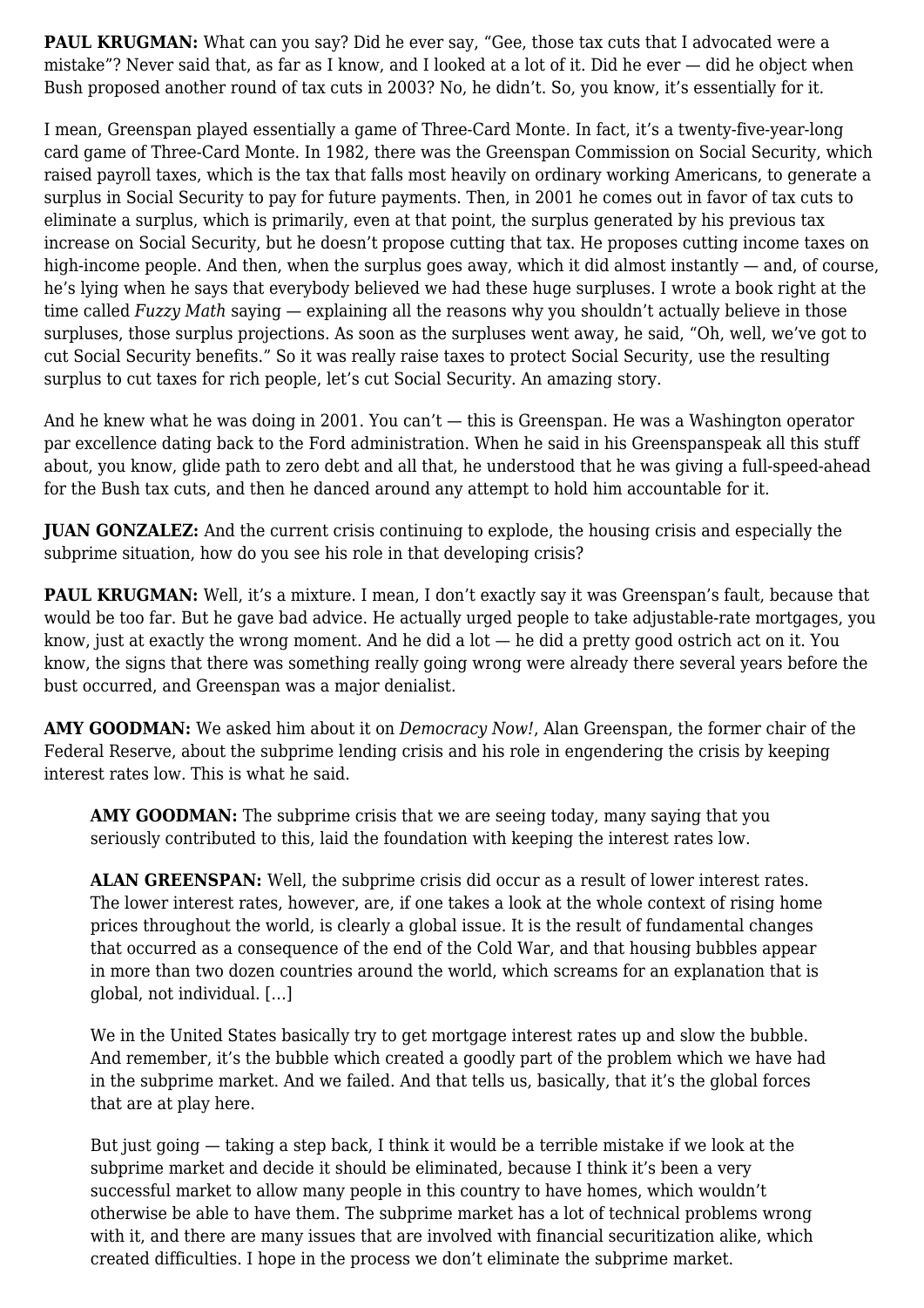**PAUL KRUGMAN:** What can you say? Did he ever say, "Gee, those tax cuts that I advocated were a mistake"? Never said that, as far as I know, and I looked at a lot of it. Did he ever — did he object when Bush proposed another round of tax cuts in 2003? No, he didn't. So, you know, it's essentially for it.

I mean, Greenspan played essentially a game of Three-Card Monte. In fact, it's a twenty-five-year-long card game of Three-Card Monte. In 1982, there was the Greenspan Commission on Social Security, which raised payroll taxes, which is the tax that falls most heavily on ordinary working Americans, to generate a surplus in Social Security to pay for future payments. Then, in 2001 he comes out in favor of tax cuts to eliminate a surplus, which is primarily, even at that point, the surplus generated by his previous tax increase on Social Security, but he doesn't propose cutting that tax. He proposes cutting income taxes on high-income people. And then, when the surplus goes away, which it did almost instantly — and, of course, he's lying when he says that everybody believed we had these huge surpluses. I wrote a book right at the time called *Fuzzy Math* saying — explaining all the reasons why you shouldn't actually believe in those surpluses, those surplus projections. As soon as the surpluses went away, he said, "Oh, well, we've got to cut Social Security benefits." So it was really raise taxes to protect Social Security, use the resulting surplus to cut taxes for rich people, let's cut Social Security. An amazing story.

And he knew what he was doing in 2001. You can't — this is Greenspan. He was a Washington operator par excellence dating back to the Ford administration. When he said in his Greenspanspeak all this stuff about, you know, glide path to zero debt and all that, he understood that he was giving a full-speed-ahead for the Bush tax cuts, and then he danced around any attempt to hold him accountable for it.

**JUAN GONZALEZ:** And the current crisis continuing to explode, the housing crisis and especially the subprime situation, how do you see his role in that developing crisis?

**PAUL KRUGMAN:** Well, it's a mixture. I mean, I don't exactly say it was Greenspan's fault, because that would be too far. But he gave bad advice. He actually urged people to take adjustable-rate mortgages, you know, just at exactly the wrong moment. And he did a lot — he did a pretty good ostrich act on it. You know, the signs that there was something really going wrong were already there several years before the bust occurred, and Greenspan was a major denialist.

**AMY GOODMAN:** We asked him about it on *Democracy Now!*, Alan Greenspan, the former chair of the Federal Reserve, about the subprime lending crisis and his role in engendering the crisis by keeping interest rates low. This is what he said.

> **AMY GOODMAN:** The subprime crisis that we are seeing today, many saying that you seriously contributed to this, laid the foundation with keeping the interest rates low.
>
> **ALAN GREENSPAN:** Well, the subprime crisis did occur as a result of lower interest rates. The lower interest rates, however, are, if one takes a look at the whole context of rising home prices throughout the world, is clearly a global issue. It is the result of fundamental changes that occurred as a consequence of the end of the Cold War, and that housing bubbles appear in more than two dozen countries around the world, which screams for an explanation that is global, not individual. [...]
>
> We in the United States basically try to get mortgage interest rates up and slow the bubble. And remember, it's the bubble which created a goodly part of the problem which we have had in the subprime market. And we failed. And that tells us, basically, that it's the global forces that are at play here.
>
> But just going — taking a step back, I think it would be a terrible mistake if we look at the subprime market and decide it should be eliminated, because I think it's been a very successful market to allow many people in this country to have homes, which wouldn't otherwise be able to have them. The subprime market has a lot of technical problems wrong with it, and there are many issues that are involved with financial securitization alike, which created difficulties. I hope in the process we don't eliminate the subprime market.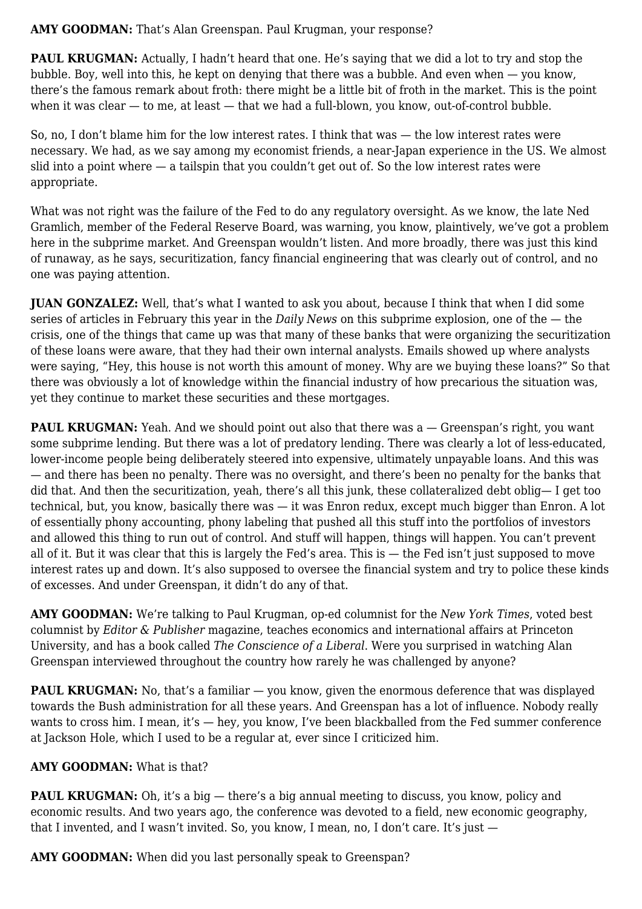**AMY GOODMAN:** That's Alan Greenspan. Paul Krugman, your response?

**PAUL KRUGMAN:** Actually, I hadn't heard that one. He's saying that we did a lot to try and stop the bubble. Boy, well into this, he kept on denying that there was a bubble. And even when — you know, there's the famous remark about froth: there might be a little bit of froth in the market. This is the point when it was clear — to me, at least — that we had a full-blown, you know, out-of-control bubble.

So, no, I don't blame him for the low interest rates. I think that was — the low interest rates were necessary. We had, as we say among my economist friends, a near-Japan experience in the US. We almost slid into a point where — a tailspin that you couldn't get out of. So the low interest rates were appropriate.

What was not right was the failure of the Fed to do any regulatory oversight. As we know, the late Ned Gramlich, member of the Federal Reserve Board, was warning, you know, plaintively, we've got a problem here in the subprime market. And Greenspan wouldn't listen. And more broadly, there was just this kind of runaway, as he says, securitization, fancy financial engineering that was clearly out of control, and no one was paying attention.

**JUAN GONZALEZ:** Well, that's what I wanted to ask you about, because I think that when I did some series of articles in February this year in the *Daily News* on this subprime explosion, one of the — the crisis, one of the things that came up was that many of these banks that were organizing the securitization of these loans were aware, that they had their own internal analysts. Emails showed up where analysts were saying, "Hey, this house is not worth this amount of money. Why are we buying these loans?" So that there was obviously a lot of knowledge within the financial industry of how precarious the situation was, yet they continue to market these securities and these mortgages.

**PAUL KRUGMAN:** Yeah. And we should point out also that there was a — Greenspan's right, you want some subprime lending. But there was a lot of predatory lending. There was clearly a lot of less-educated, lower-income people being deliberately steered into expensive, ultimately unpayable loans. And this was — and there has been no penalty. There was no oversight, and there's been no penalty for the banks that did that. And then the securitization, yeah, there's all this junk, these collateralized debt oblig— I get too technical, but, you know, basically there was — it was Enron redux, except much bigger than Enron. A lot of essentially phony accounting, phony labeling that pushed all this stuff into the portfolios of investors and allowed this thing to run out of control. And stuff will happen, things will happen. You can't prevent all of it. But it was clear that this is largely the Fed's area. This is — the Fed isn't just supposed to move interest rates up and down. It's also supposed to oversee the financial system and try to police these kinds of excesses. And under Greenspan, it didn't do any of that.

**AMY GOODMAN:** We're talking to Paul Krugman, op-ed columnist for the *New York Times*, voted best columnist by *Editor & Publisher* magazine, teaches economics and international affairs at Princeton University, and has a book called *The Conscience of a Liberal*. Were you surprised in watching Alan Greenspan interviewed throughout the country how rarely he was challenged by anyone?

**PAUL KRUGMAN:** No, that's a familiar — you know, given the enormous deference that was displayed towards the Bush administration for all these years. And Greenspan has a lot of influence. Nobody really wants to cross him. I mean, it's — hey, you know, I've been blackballed from the Fed summer conference at Jackson Hole, which I used to be a regular at, ever since I criticized him.

**AMY GOODMAN:** What is that?

**PAUL KRUGMAN:** Oh, it's a big — there's a big annual meeting to discuss, you know, policy and economic results. And two years ago, the conference was devoted to a field, new economic geography, that I invented, and I wasn't invited. So, you know, I mean, no, I don't care. It's just —

**AMY GOODMAN:** When did you last personally speak to Greenspan?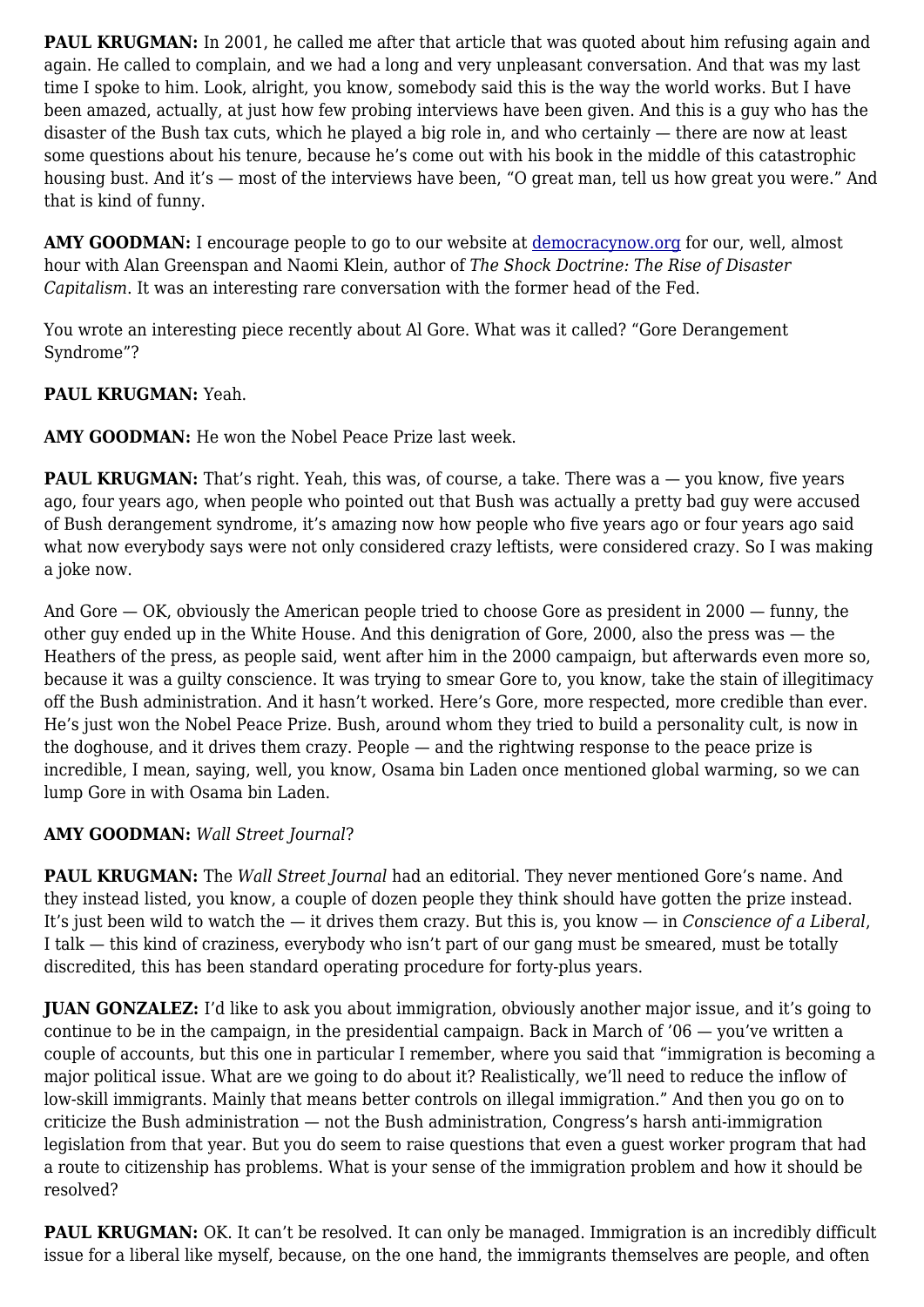**PAUL KRUGMAN:** In 2001, he called me after that article that was quoted about him refusing again and again. He called to complain, and we had a long and very unpleasant conversation. And that was my last time I spoke to him. Look, alright, you know, somebody said this is the way the world works. But I have been amazed, actually, at just how few probing interviews have been given. And this is a guy who has the disaster of the Bush tax cuts, which he played a big role in, and who certainly — there are now at least some questions about his tenure, because he's come out with his book in the middle of this catastrophic housing bust. And it's — most of the interviews have been, "O great man, tell us how great you were." And that is kind of funny.

**AMY GOODMAN:** I encourage people to go to our website at [democracynow.org](democracynow.org) for our, well, almost hour with Alan Greenspan and Naomi Klein, author of *The Shock Doctrine: The Rise of Disaster Capitalism*. It was an interesting rare conversation with the former head of the Fed.

You wrote an interesting piece recently about Al Gore. What was it called? "Gore Derangement Syndrome"?

**PAUL KRUGMAN:** Yeah.

**AMY GOODMAN:** He won the Nobel Peace Prize last week.

**PAUL KRUGMAN:** That's right. Yeah, this was, of course, a take. There was a — you know, five years ago, four years ago, when people who pointed out that Bush was actually a pretty bad guy were accused of Bush derangement syndrome, it's amazing now how people who five years ago or four years ago said what now everybody says were not only considered crazy leftists, were considered crazy. So I was making a joke now.

And Gore — OK, obviously the American people tried to choose Gore as president in 2000 — funny, the other guy ended up in the White House. And this denigration of Gore, 2000, also the press was — the Heathers of the press, as people said, went after him in the 2000 campaign, but afterwards even more so, because it was a guilty conscience. It was trying to smear Gore to, you know, take the stain of illegitimacy off the Bush administration. And it hasn't worked. Here's Gore, more respected, more credible than ever. He's just won the Nobel Peace Prize. Bush, around whom they tried to build a personality cult, is now in the doghouse, and it drives them crazy. People — and the rightwing response to the peace prize is incredible, I mean, saying, well, you know, Osama bin Laden once mentioned global warming, so we can lump Gore in with Osama bin Laden.

**AMY GOODMAN:** *Wall Street Journal*?

**PAUL KRUGMAN:** The *Wall Street Journal* had an editorial. They never mentioned Gore's name. And they instead listed, you know, a couple of dozen people they think should have gotten the prize instead. It's just been wild to watch the — it drives them crazy. But this is, you know — in *Conscience of a Liberal*, I talk — this kind of craziness, everybody who isn't part of our gang must be smeared, must be totally discredited, this has been standard operating procedure for forty-plus years.

**JUAN GONZALEZ:** I'd like to ask you about immigration, obviously another major issue, and it's going to continue to be in the campaign, in the presidential campaign. Back in March of '06 — you've written a couple of accounts, but this one in particular I remember, where you said that "immigration is becoming a major political issue. What are we going to do about it? Realistically, we'll need to reduce the inflow of low-skill immigrants. Mainly that means better controls on illegal immigration." And then you go on to criticize the Bush administration — not the Bush administration, Congress's harsh anti-immigration legislation from that year. But you do seem to raise questions that even a guest worker program that had a route to citizenship has problems. What is your sense of the immigration problem and how it should be resolved?

**PAUL KRUGMAN:** OK. It can't be resolved. It can only be managed. Immigration is an incredibly difficult issue for a liberal like myself, because, on the one hand, the immigrants themselves are people, and often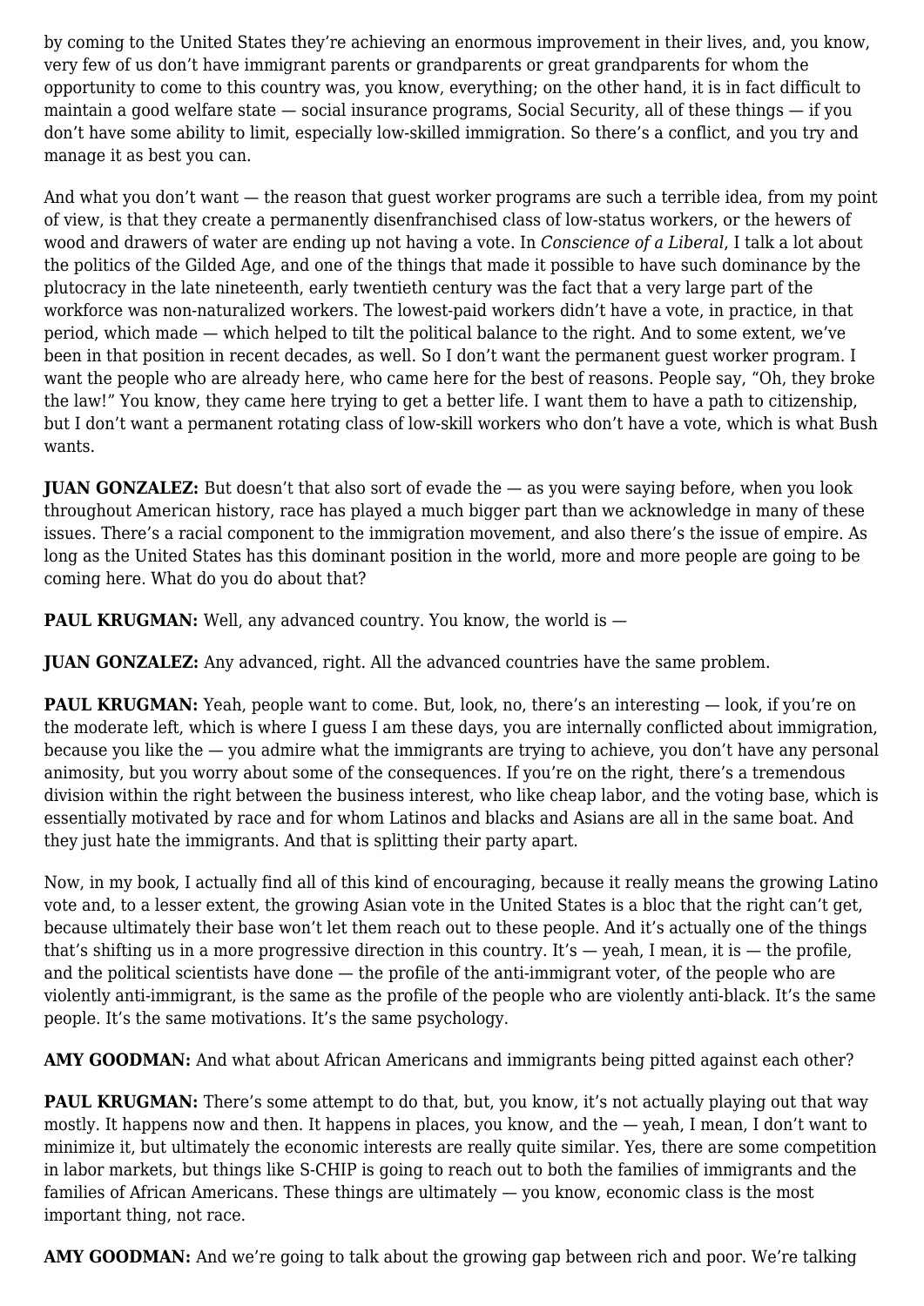by coming to the United States they're achieving an enormous improvement in their lives, and, you know, very few of us don't have immigrant parents or grandparents or great grandparents for whom the opportunity to come to this country was, you know, everything; on the other hand, it is in fact difficult to maintain a good welfare state — social insurance programs, Social Security, all of these things — if you don't have some ability to limit, especially low-skilled immigration. So there's a conflict, and you try and manage it as best you can.

And what you don't want — the reason that guest worker programs are such a terrible idea, from my point of view, is that they create a permanently disenfranchised class of low-status workers, or the hewers of wood and drawers of water are ending up not having a vote. In *Conscience of a Liberal*, I talk a lot about the politics of the Gilded Age, and one of the things that made it possible to have such dominance by the plutocracy in the late nineteenth, early twentieth century was the fact that a very large part of the workforce was non-naturalized workers. The lowest-paid workers didn't have a vote, in practice, in that period, which made — which helped to tilt the political balance to the right. And to some extent, we've been in that position in recent decades, as well. So I don't want the permanent guest worker program. I want the people who are already here, who came here for the best of reasons. People say, "Oh, they broke the law!" You know, they came here trying to get a better life. I want them to have a path to citizenship, but I don't want a permanent rotating class of low-skill workers who don't have a vote, which is what Bush wants.

**JUAN GONZALEZ:** But doesn't that also sort of evade the — as you were saying before, when you look throughout American history, race has played a much bigger part than we acknowledge in many of these issues. There's a racial component to the immigration movement, and also there's the issue of empire. As long as the United States has this dominant position in the world, more and more people are going to be coming here. What do you do about that?

**PAUL KRUGMAN:** Well, any advanced country. You know, the world is —

**JUAN GONZALEZ:** Any advanced, right. All the advanced countries have the same problem.

**PAUL KRUGMAN:** Yeah, people want to come. But, look, no, there's an interesting — look, if you're on the moderate left, which is where I guess I am these days, you are internally conflicted about immigration, because you like the — you admire what the immigrants are trying to achieve, you don't have any personal animosity, but you worry about some of the consequences. If you're on the right, there's a tremendous division within the right between the business interest, who like cheap labor, and the voting base, which is essentially motivated by race and for whom Latinos and blacks and Asians are all in the same boat. And they just hate the immigrants. And that is splitting their party apart.

Now, in my book, I actually find all of this kind of encouraging, because it really means the growing Latino vote and, to a lesser extent, the growing Asian vote in the United States is a bloc that the right can't get, because ultimately their base won't let them reach out to these people. And it's actually one of the things that's shifting us in a more progressive direction in this country. It's — yeah, I mean, it is — the profile, and the political scientists have done — the profile of the anti-immigrant voter, of the people who are violently anti-immigrant, is the same as the profile of the people who are violently anti-black. It's the same people. It's the same motivations. It's the same psychology.

**AMY GOODMAN:** And what about African Americans and immigrants being pitted against each other?

**PAUL KRUGMAN:** There's some attempt to do that, but, you know, it's not actually playing out that way mostly. It happens now and then. It happens in places, you know, and the — yeah, I mean, I don't want to minimize it, but ultimately the economic interests are really quite similar. Yes, there are some competition in labor markets, but things like S-CHIP is going to reach out to both the families of immigrants and the families of African Americans. These things are ultimately — you know, economic class is the most important thing, not race.

**AMY GOODMAN:** And we're going to talk about the growing gap between rich and poor. We're talking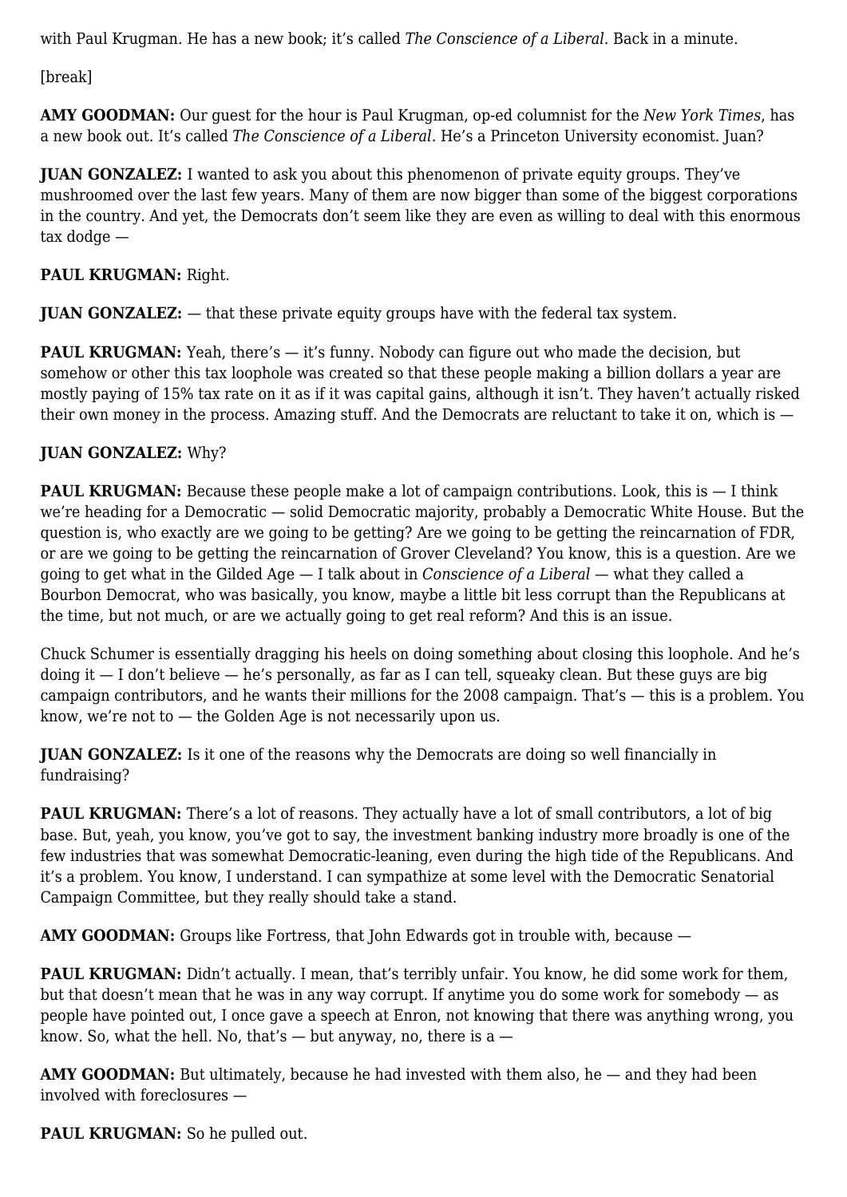with Paul Krugman. He has a new book; it's called *The Conscience of a Liberal*. Back in a minute.

[break]

**AMY GOODMAN:** Our guest for the hour is Paul Krugman, op-ed columnist for the *New York Times*, has a new book out. It's called *The Conscience of a Liberal*. He's a Princeton University economist. Juan?

**JUAN GONZALEZ:** I wanted to ask you about this phenomenon of private equity groups. They've mushroomed over the last few years. Many of them are now bigger than some of the biggest corporations in the country. And yet, the Democrats don't seem like they are even as willing to deal with this enormous tax dodge —

**PAUL KRUGMAN:** Right.

**JUAN GONZALEZ:** — that these private equity groups have with the federal tax system.

**PAUL KRUGMAN:** Yeah, there's — it's funny. Nobody can figure out who made the decision, but somehow or other this tax loophole was created so that these people making a billion dollars a year are mostly paying of 15% tax rate on it as if it was capital gains, although it isn't. They haven't actually risked their own money in the process. Amazing stuff. And the Democrats are reluctant to take it on, which is —

**JUAN GONZALEZ:** Why?

**PAUL KRUGMAN:** Because these people make a lot of campaign contributions. Look, this is — I think we're heading for a Democratic — solid Democratic majority, probably a Democratic White House. But the question is, who exactly are we going to be getting? Are we going to be getting the reincarnation of FDR, or are we going to be getting the reincarnation of Grover Cleveland? You know, this is a question. Are we going to get what in the Gilded Age — I talk about in *Conscience of a Liberal* — what they called a Bourbon Democrat, who was basically, you know, maybe a little bit less corrupt than the Republicans at the time, but not much, or are we actually going to get real reform? And this is an issue.

Chuck Schumer is essentially dragging his heels on doing something about closing this loophole. And he's doing it — I don't believe — he's personally, as far as I can tell, squeaky clean. But these guys are big campaign contributors, and he wants their millions for the 2008 campaign. That's — this is a problem. You know, we're not to — the Golden Age is not necessarily upon us.

**JUAN GONZALEZ:** Is it one of the reasons why the Democrats are doing so well financially in fundraising?

**PAUL KRUGMAN:** There's a lot of reasons. They actually have a lot of small contributors, a lot of big base. But, yeah, you know, you've got to say, the investment banking industry more broadly is one of the few industries that was somewhat Democratic-leaning, even during the high tide of the Republicans. And it's a problem. You know, I understand. I can sympathize at some level with the Democratic Senatorial Campaign Committee, but they really should take a stand.

**AMY GOODMAN:** Groups like Fortress, that John Edwards got in trouble with, because —

**PAUL KRUGMAN:** Didn't actually. I mean, that's terribly unfair. You know, he did some work for them, but that doesn't mean that he was in any way corrupt. If anytime you do some work for somebody — as people have pointed out, I once gave a speech at Enron, not knowing that there was anything wrong, you know. So, what the hell. No, that's — but anyway, no, there is a —

**AMY GOODMAN:** But ultimately, because he had invested with them also, he — and they had been involved with foreclosures —

**PAUL KRUGMAN:** So he pulled out.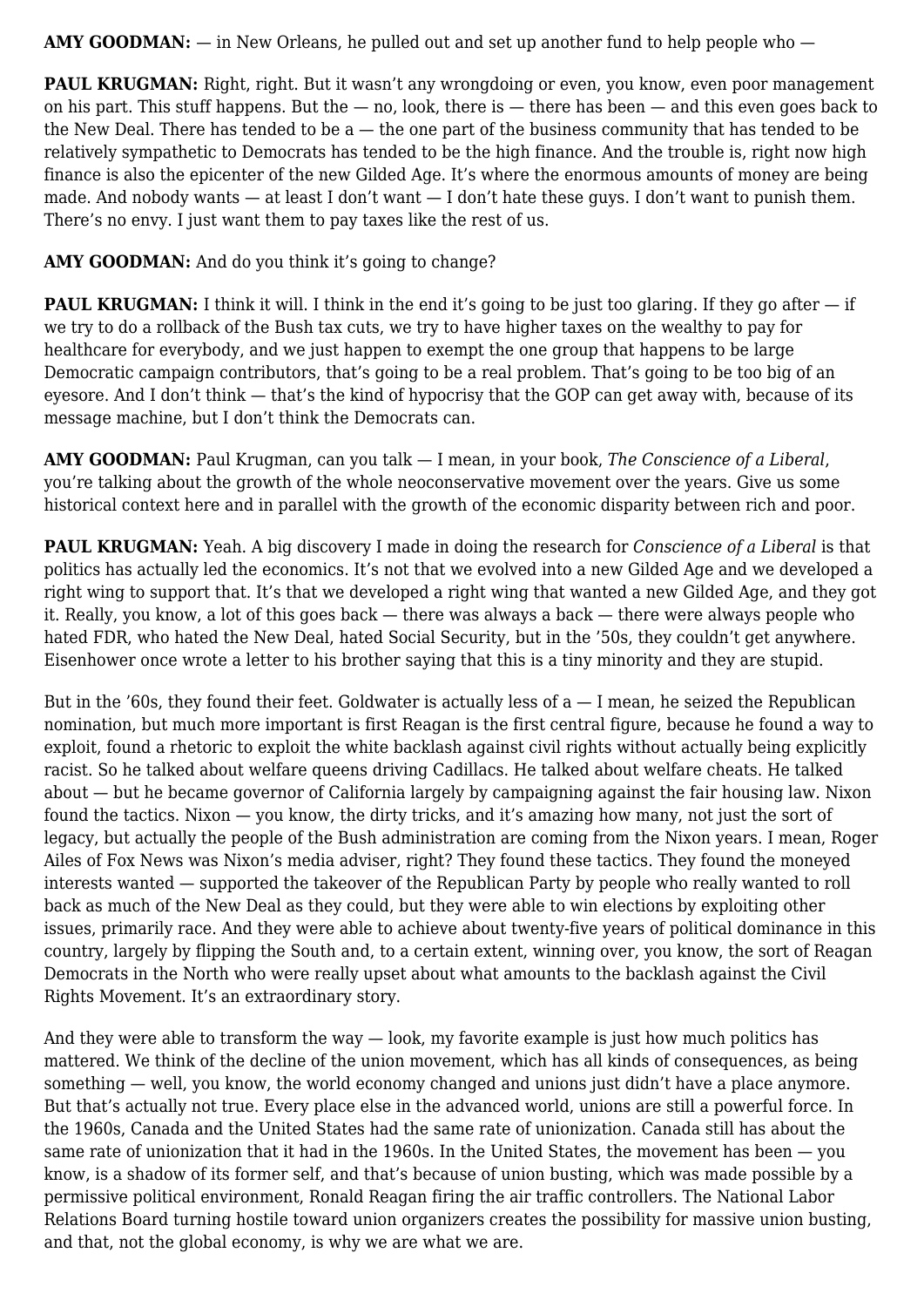**AMY GOODMAN:** — in New Orleans, he pulled out and set up another fund to help people who —

**PAUL KRUGMAN:** Right, right. But it wasn't any wrongdoing or even, you know, even poor management on his part. This stuff happens. But the — no, look, there is — there has been — and this even goes back to the New Deal. There has tended to be a — the one part of the business community that has tended to be relatively sympathetic to Democrats has tended to be the high finance. And the trouble is, right now high finance is also the epicenter of the new Gilded Age. It's where the enormous amounts of money are being made. And nobody wants — at least I don't want — I don't hate these guys. I don't want to punish them. There's no envy. I just want them to pay taxes like the rest of us.

**AMY GOODMAN:** And do you think it's going to change?

**PAUL KRUGMAN:** I think it will. I think in the end it's going to be just too glaring. If they go after — if we try to do a rollback of the Bush tax cuts, we try to have higher taxes on the wealthy to pay for healthcare for everybody, and we just happen to exempt the one group that happens to be large Democratic campaign contributors, that's going to be a real problem. That's going to be too big of an eyesore. And I don't think — that's the kind of hypocrisy that the GOP can get away with, because of its message machine, but I don't think the Democrats can.

**AMY GOODMAN:** Paul Krugman, can you talk — I mean, in your book, *The Conscience of a Liberal*, you're talking about the growth of the whole neoconservative movement over the years. Give us some historical context here and in parallel with the growth of the economic disparity between rich and poor.

**PAUL KRUGMAN:** Yeah. A big discovery I made in doing the research for *Conscience of a Liberal* is that politics has actually led the economics. It's not that we evolved into a new Gilded Age and we developed a right wing to support that. It's that we developed a right wing that wanted a new Gilded Age, and they got it. Really, you know, a lot of this goes back — there was always a back — there were always people who hated FDR, who hated the New Deal, hated Social Security, but in the '50s, they couldn't get anywhere. Eisenhower once wrote a letter to his brother saying that this is a tiny minority and they are stupid.

But in the '60s, they found their feet. Goldwater is actually less of a — I mean, he seized the Republican nomination, but much more important is first Reagan is the first central figure, because he found a way to exploit, found a rhetoric to exploit the white backlash against civil rights without actually being explicitly racist. So he talked about welfare queens driving Cadillacs. He talked about welfare cheats. He talked about — but he became governor of California largely by campaigning against the fair housing law. Nixon found the tactics. Nixon — you know, the dirty tricks, and it's amazing how many, not just the sort of legacy, but actually the people of the Bush administration are coming from the Nixon years. I mean, Roger Ailes of Fox News was Nixon's media adviser, right? They found these tactics. They found the moneyed interests wanted — supported the takeover of the Republican Party by people who really wanted to roll back as much of the New Deal as they could, but they were able to win elections by exploiting other issues, primarily race. And they were able to achieve about twenty-five years of political dominance in this country, largely by flipping the South and, to a certain extent, winning over, you know, the sort of Reagan Democrats in the North who were really upset about what amounts to the backlash against the Civil Rights Movement. It's an extraordinary story.

And they were able to transform the way — look, my favorite example is just how much politics has mattered. We think of the decline of the union movement, which has all kinds of consequences, as being something — well, you know, the world economy changed and unions just didn't have a place anymore. But that's actually not true. Every place else in the advanced world, unions are still a powerful force. In the 1960s, Canada and the United States had the same rate of unionization. Canada still has about the same rate of unionization that it had in the 1960s. In the United States, the movement has been — you know, is a shadow of its former self, and that's because of union busting, which was made possible by a permissive political environment, Ronald Reagan firing the air traffic controllers. The National Labor Relations Board turning hostile toward union organizers creates the possibility for massive union busting, and that, not the global economy, is why we are what we are.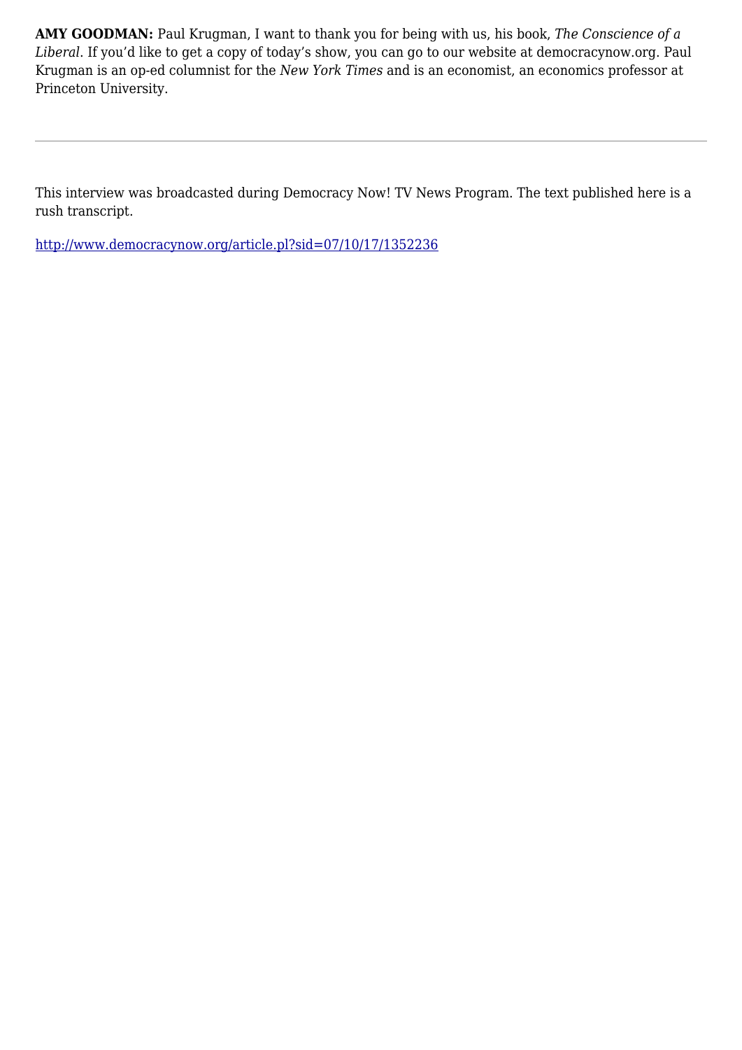**AMY GOODMAN:** Paul Krugman, I want to thank you for being with us, his book, *The Conscience of a Liberal*. If you'd like to get a copy of today's show, you can go to our website at democracynow.org. Paul Krugman is an op-ed columnist for the *New York Times* and is an economist, an economics professor at Princeton University.

---

This interview was broadcasted during Democracy Now! TV News Program. The text published here is a rush transcript.

http://www.democracynow.org/article.pl?sid=07/10/17/1352236